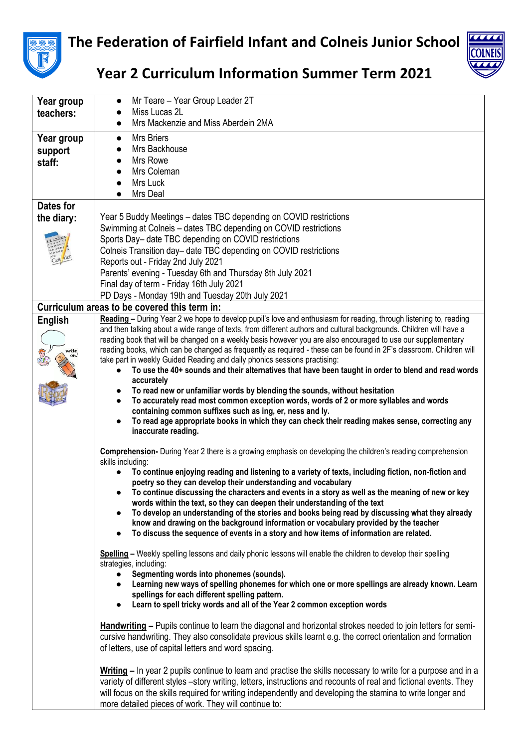# The Federation of Fairfield Infant and Colneis Junior School

## Year 2 Curriculum Information Summer Term 2021

| | |
|---|---|
| **Year group teachers:** | • Mr Teare – Year Group Leader 2T<br>• Miss Lucas 2L<br>• Mrs Mackenzie and Miss Aberdein 2MA |
| **Year group support staff:** | • Mrs Briers<br>• Mrs Backhouse<br>• Mrs Rowe<br>• Mrs Coleman<br>• Mrs Luck<br>• Mrs Deal |
| **Dates for the diary:** | Year 5 Buddy Meetings – dates TBC depending on COVID restrictions<br>Swimming at Colneis – dates TBC depending on COVID restrictions<br>Sports Day– date TBC depending on COVID restrictions<br>Colneis Transition day– date TBC depending on COVID restrictions<br>Reports out - Friday 2nd July 2021<br>Parents' evening - Tuesday 6th and Thursday 8th July 2021<br>Final day of term - Friday 16th July 2021<br>PD Days - Monday 19th and Tuesday 20th July 2021 |
| **Curriculum areas to be covered this term in:** | |
| **English** | **Reading –** During Year 2 we hope to develop pupil's love and enthusiasm for reading, through listening to, reading and then talking about a wide range of texts, from different authors and cultural backgrounds. Children will have a reading book that will be changed on a weekly basis however you are also encouraged to use our supplementary reading books, which can be changed as frequently as required - these can be found in 2F's classroom. Children will take part in weekly Guided Reading and daily phonics sessions practising:<br>• **To use the 40+ sounds and their alternatives that have been taught in order to blend and read words accurately**<br>• **To read new or unfamiliar words by blending the sounds, without hesitation**<br>• **To accurately read most common exception words, words of 2 or more syllables and words containing common suffixes such as ing, er, ness and ly.**<br>• **To read age appropriate books in which they can check their reading makes sense, correcting any inaccurate reading.**<br><br>**Comprehension-** During Year 2 there is a growing emphasis on developing the children's reading comprehension skills including:<br>• **To continue enjoying reading and listening to a variety of texts, including fiction, non-fiction and poetry so they can develop their understanding and vocabulary**<br>• **To continue discussing the characters and events in a story as well as the meaning of new or key words within the text, so they can deepen their understanding of the text**<br>• **To develop an understanding of the stories and books being read by discussing what they already know and drawing on the background information or vocabulary provided by the teacher**<br>• **To discuss the sequence of events in a story and how items of information are related.**<br><br>**Spelling –** Weekly spelling lessons and daily phonic lessons will enable the children to develop their spelling strategies, including:<br>• **Segmenting words into phonemes (sounds).**<br>• **Learning new ways of spelling phonemes for which one or more spellings are already known. Learn spellings for each different spelling pattern.**<br>• **Learn to spell tricky words and all of the Year 2 common exception words**<br><br>**Handwriting –** Pupils continue to learn the diagonal and horizontal strokes needed to join letters for semi-cursive handwriting. They also consolidate previous skills learnt e.g. the correct orientation and formation of letters, use of capital letters and word spacing.<br><br>**Writing –** In year 2 pupils continue to learn and practise the skills necessary to write for a purpose and in a variety of different styles –story writing, letters, instructions and recounts of real and fictional events. They will focus on the skills required for writing independently and developing the stamina to write longer and more detailed pieces of work. They will continue to: |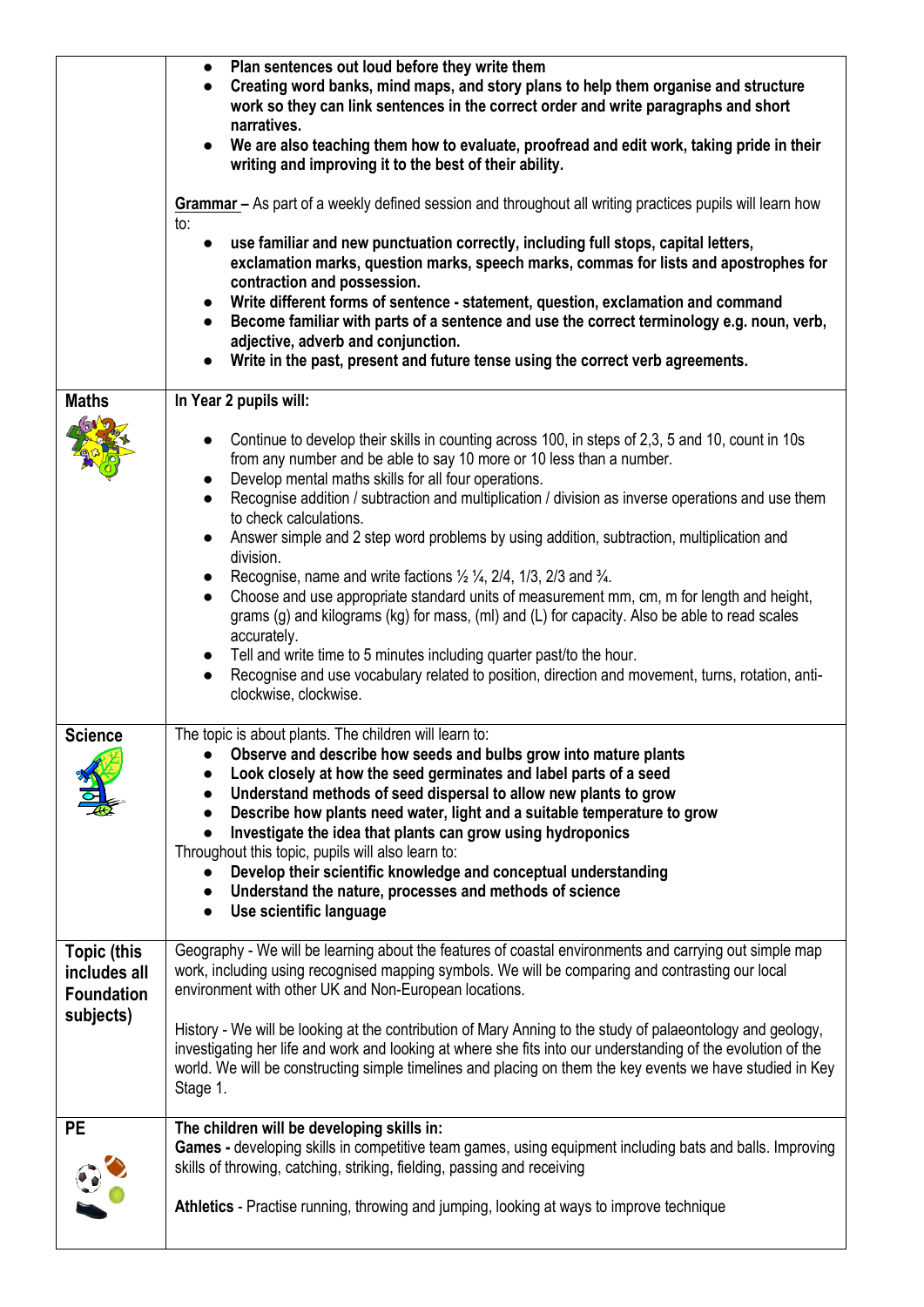| | |
|---|---|
| | • **Plan sentences out loud before they write them**<br>• **Creating word banks, mind maps, and story plans to help them organise and structure work so they can link sentences in the correct order and write paragraphs and short narratives.**<br>• **We are also teaching them how to evaluate, proofread and edit work, taking pride in their writing and improving it to the best of their ability.**<br><br>**Grammar** – As part of a weekly defined session and throughout all writing practices pupils will learn how to:<br>• **use familiar and new punctuation correctly, including full stops, capital letters, exclamation marks, question marks, speech marks, commas for lists and apostrophes for contraction and possession.**<br>• **Write different forms of sentence - statement, question, exclamation and command**<br>• **Become familiar with parts of a sentence and use the correct terminology e.g. noun, verb, adjective, adverb and conjunction.**<br>• **Write in the past, present and future tense using the correct verb agreements.** |
| **Maths** | **In Year 2 pupils will:**<br><br>• Continue to develop their skills in counting across 100, in steps of 2,3, 5 and 10, count in 10s from any number and be able to say 10 more or 10 less than a number.<br>• Develop mental maths skills for all four operations.<br>• Recognise addition / subtraction and multiplication / division as inverse operations and use them to check calculations.<br>• Answer simple and 2 step word problems by using addition, subtraction, multiplication and division.<br>• Recognise, name and write factions ½ ¼, 2/4, 1/3, 2/3 and ¾.<br>• Choose and use appropriate standard units of measurement mm, cm, m for length and height, grams (g) and kilograms (kg) for mass, (ml) and (L) for capacity. Also be able to read scales accurately.<br>• Tell and write time to 5 minutes including quarter past/to the hour.<br>• Recognise and use vocabulary related to position, direction and movement, turns, rotation, anti-clockwise, clockwise. |
| **Science** | The topic is about plants. The children will learn to:<br>• **Observe and describe how seeds and bulbs grow into mature plants**<br>• **Look closely at how the seed germinates and label parts of a seed**<br>• **Understand methods of seed dispersal to allow new plants to grow**<br>• **Describe how plants need water, light and a suitable temperature to grow**<br>• **Investigate the idea that plants can grow using hydroponics**<br>Throughout this topic, pupils will also learn to:<br>• **Develop their scientific knowledge and conceptual understanding**<br>• **Understand the nature, processes and methods of science**<br>• **Use scientific language** |
| **Topic (this includes all Foundation subjects)** | Geography - We will be learning about the features of coastal environments and carrying out simple map work, including using recognised mapping symbols. We will be comparing and contrasting our local environment with other UK and Non-European locations.<br><br>History - We will be looking at the contribution of Mary Anning to the study of palaeontology and geology, investigating her life and work and looking at where she fits into our understanding of the evolution of the world. We will be constructing simple timelines and placing on them the key events we have studied in Key Stage 1. |
| **PE** | **The children will be developing skills in:**<br>**Games -** developing skills in competitive team games, using equipment including bats and balls. Improving skills of throwing, catching, striking, fielding, passing and receiving<br><br>**Athletics** - Practise running, throwing and jumping, looking at ways to improve technique |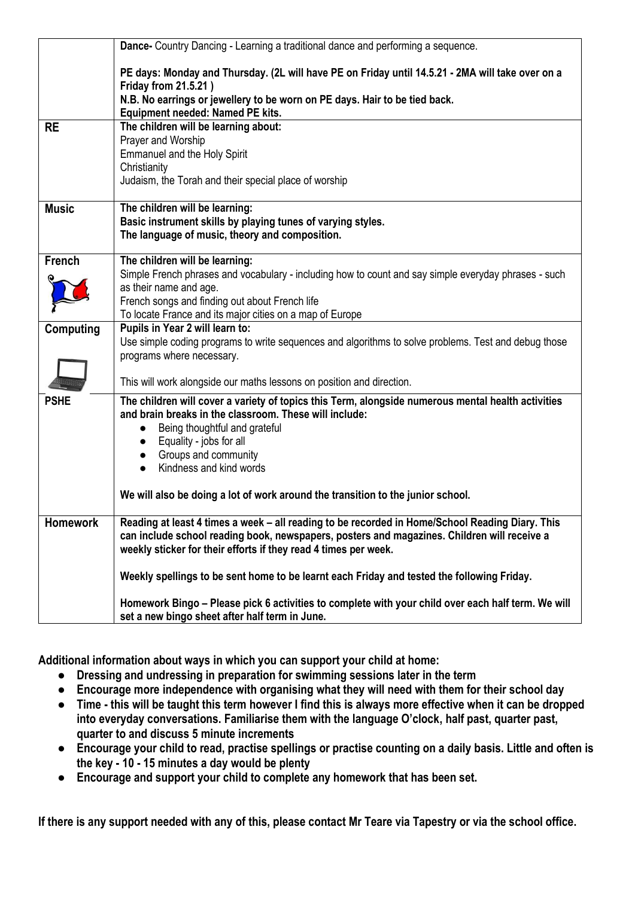| | |
|---|---|
| | **Dance-** Country Dancing - Learning a traditional dance and performing a sequence.<br><br>**PE days: Monday and Thursday. (2L will have PE on Friday until 14.5.21 - 2MA will take over on a Friday from 21.5.21 )**<br>**N.B. No earrings or jewellery to be worn on PE days. Hair to be tied back.**<br>**Equipment needed: Named PE kits.** |
| **RE** | **The children will be learning about:**<br>Prayer and Worship<br>Emmanuel and the Holy Spirit<br>Christianity<br>Judaism, the Torah and their special place of worship |
| **Music** | **The children will be learning:**<br>**Basic instrument skills by playing tunes of varying styles.**<br>**The language of music, theory and composition.** |
| **French** | **The children will be learning:**<br>Simple French phrases and vocabulary - including how to count and say simple everyday phrases - such as their name and age.<br>French songs and finding out about French life<br>To locate France and its major cities on a map of Europe |
| **Computing** | **Pupils in Year 2 will learn to:**<br>Use simple coding programs to write sequences and algorithms to solve problems. Test and debug those programs where necessary.<br><br>This will work alongside our maths lessons on position and direction. |
| **PSHE** | **The children will cover a variety of topics this Term, alongside numerous mental health activities and brain breaks in the classroom. These will include:**<br>• Being thoughtful and grateful<br>• Equality - jobs for all<br>• Groups and community<br>• Kindness and kind words<br><br>**We will also be doing a lot of work around the transition to the junior school.** |
| **Homework** | **Reading at least 4 times a week – all reading to be recorded in Home/School Reading Diary. This can include school reading book, newspapers, posters and magazines. Children will receive a weekly sticker for their efforts if they read 4 times per week.**<br><br>**Weekly spellings to be sent home to be learnt each Friday and tested the following Friday.**<br><br>**Homework Bingo – Please pick 6 activities to complete with your child over each half term. We will set a new bingo sheet after half term in June.** |

**Additional information about ways in which you can support your child at home:**

- **Dressing and undressing in preparation for swimming sessions later in the term**
- **Encourage more independence with organising what they will need with them for their school day**
- **Time - this will be taught this term however I find this is always more effective when it can be dropped into everyday conversations. Familiarise them with the language O'clock, half past, quarter past, quarter to and discuss 5 minute increments**
- **Encourage your child to read, practise spellings or practise counting on a daily basis. Little and often is the key - 10 - 15 minutes a day would be plenty**
- **Encourage and support your child to complete any homework that has been set.**

**If there is any support needed with any of this, please contact Mr Teare via Tapestry or via the school office.**